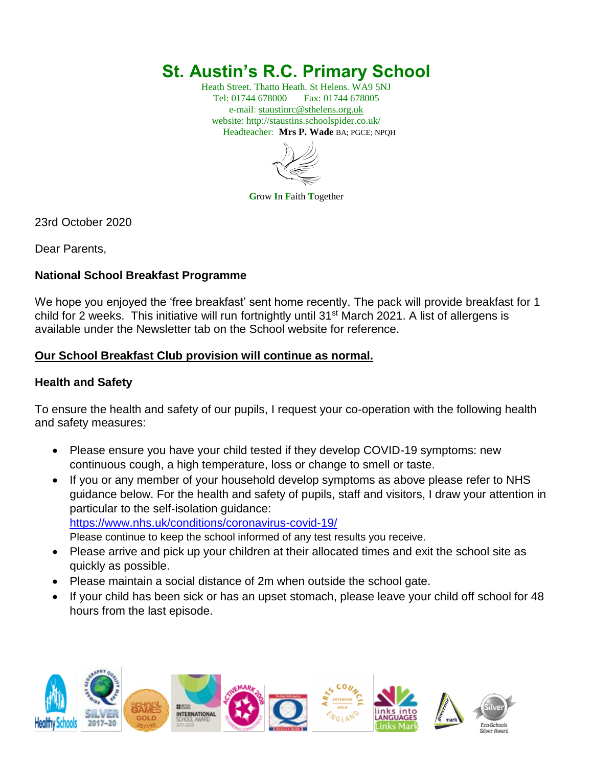# St. Austin's R.C. Primary School

Heath Street. Thatto Heath. St Helens. WA9 5NJ
Tel: 01744 678000 Fax: 01744 678005
e-mail: staustinrc@sthelens.org.uk
website: http://staustins.schoolspider.co.uk/
Headteacher: **Mrs P. Wade** BA; PGCE; NPQH

**G**row **I**n **F**aith **T**ogether

23rd October 2020

Dear Parents,

**National School Breakfast Programme**

We hope you enjoyed the 'free breakfast' sent home recently. The pack will provide breakfast for 1 child for 2 weeks. This initiative will run fortnightly until 31st March 2021. A list of allergens is available under the Newsletter tab on the School website for reference.

**Our School Breakfast Club provision will continue as normal.**

**Health and Safety**

To ensure the health and safety of our pupils, I request your co-operation with the following health and safety measures:

- Please ensure you have your child tested if they develop COVID-19 symptoms: new continuous cough, a high temperature, loss or change to smell or taste.
- If you or any member of your household develop symptoms as above please refer to NHS guidance below. For the health and safety of pupils, staff and visitors, I draw your attention in particular to the self-isolation guidance:
  https://www.nhs.uk/conditions/coronavirus-covid-19/
  Please continue to keep the school informed of any test results you receive.
- Please arrive and pick up your children at their allocated times and exit the school site as quickly as possible.
- Please maintain a social distance of 2m when outside the school gate.
- If your child has been sick or has an upset stomach, please leave your child off school for 48 hours from the last episode.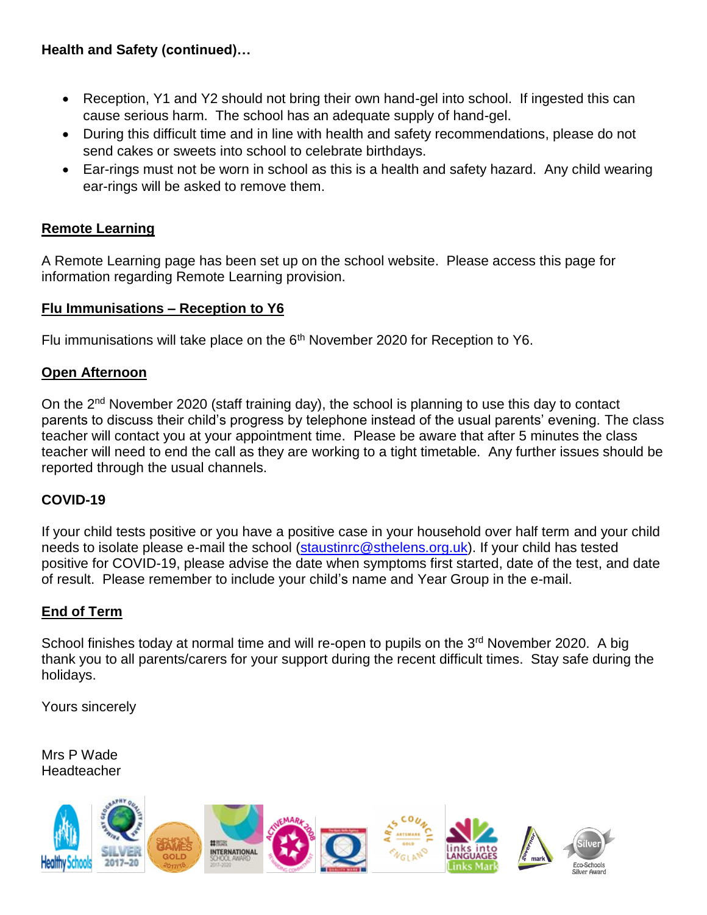**Health and Safety (continued)…**

- Reception, Y1 and Y2 should not bring their own hand-gel into school. If ingested this can cause serious harm. The school has an adequate supply of hand-gel.
- During this difficult time and in line with health and safety recommendations, please do not send cakes or sweets into school to celebrate birthdays.
- Ear-rings must not be worn in school as this is a health and safety hazard. Any child wearing ear-rings will be asked to remove them.

## Remote Learning

A Remote Learning page has been set up on the school website. Please access this page for information regarding Remote Learning provision.

## Flu Immunisations – Reception to Y6

Flu immunisations will take place on the 6th November 2020 for Reception to Y6.

## Open Afternoon

On the 2nd November 2020 (staff training day), the school is planning to use this day to contact parents to discuss their child's progress by telephone instead of the usual parents' evening. The class teacher will contact you at your appointment time. Please be aware that after 5 minutes the class teacher will need to end the call as they are working to a tight timetable. Any further issues should be reported through the usual channels.

## COVID-19

If your child tests positive or you have a positive case in your household over half term and your child needs to isolate please e-mail the school (staustinrc@sthelens.org.uk). If your child has tested positive for COVID-19, please advise the date when symptoms first started, date of the test, and date of result. Please remember to include your child's name and Year Group in the e-mail.

## End of Term

School finishes today at normal time and will re-open to pupils on the 3rd November 2020. A big thank you to all parents/carers for your support during the recent difficult times. Stay safe during the holidays.

Yours sincerely

Mrs P Wade
Headteacher